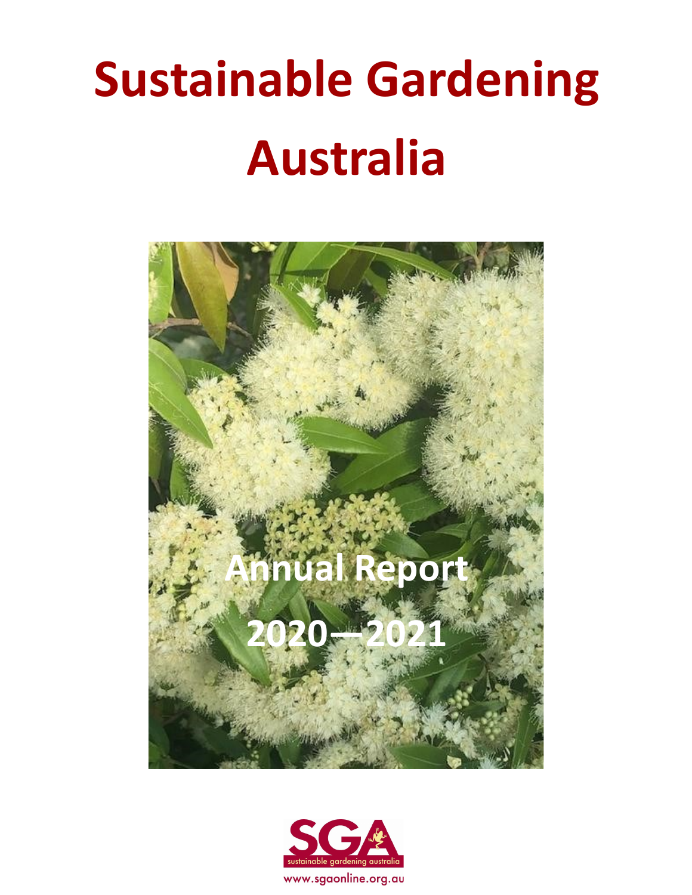# Sustainable Gardening Australia

## Annual Report

## 2020—2021

SGA

sustainable gardening australia

www.sgaonline.org.au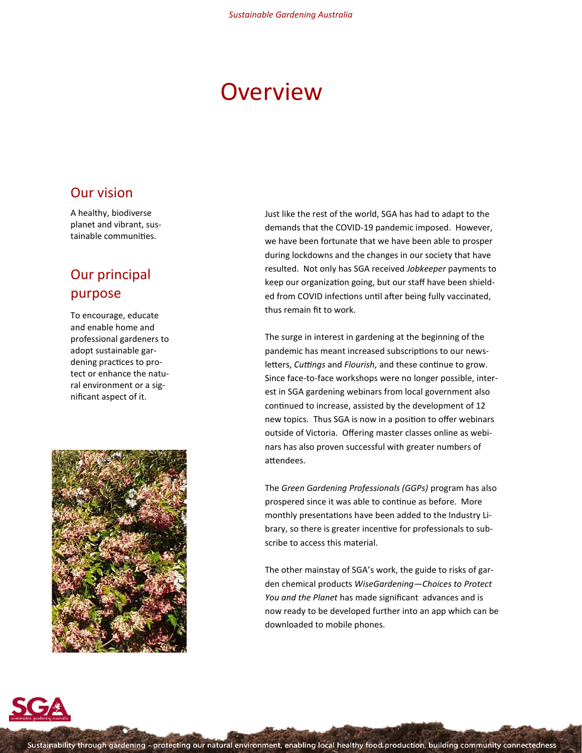# Overview

## Our vision

A healthy, biodiverse planet and vibrant, sustainable communities.

## Our principal purpose

To encourage, educate and enable home and professional gardeners to adopt sustainable gardening practices to protect or enhance the natural environment or a significant aspect of it.

Just like the rest of the world, SGA has had to adapt to the demands that the COVID-19 pandemic imposed. However, we have been fortunate that we have been able to prosper during lockdowns and the changes in our society that have resulted. Not only has SGA received *Jobkeeper* payments to keep our organization going, but our staff have been shielded from COVID infections until after being fully vaccinated, thus remain fit to work.

The surge in interest in gardening at the beginning of the pandemic has meant increased subscriptions to our newsletters, *Cuttings* and *Flourish*, and these continue to grow. Since face-to-face workshops were no longer possible, interest in SGA gardening webinars from local government also continued to increase, assisted by the development of 12 new topics. Thus SGA is now in a position to offer webinars outside of Victoria. Offering master classes online as webinars has also proven successful with greater numbers of attendees.

The *Green Gardening Professionals (GGPs)* program has also prospered since it was able to continue as before. More monthly presentations have been added to the Industry Library, so there is greater incentive for professionals to subscribe to access this material.

The other mainstay of SGA's work, the guide to risks of garden chemical products *WiseGardening—Choices to Protect You and the Planet* has made significant advances and is now ready to be developed further into an app which can be downloaded to mobile phones.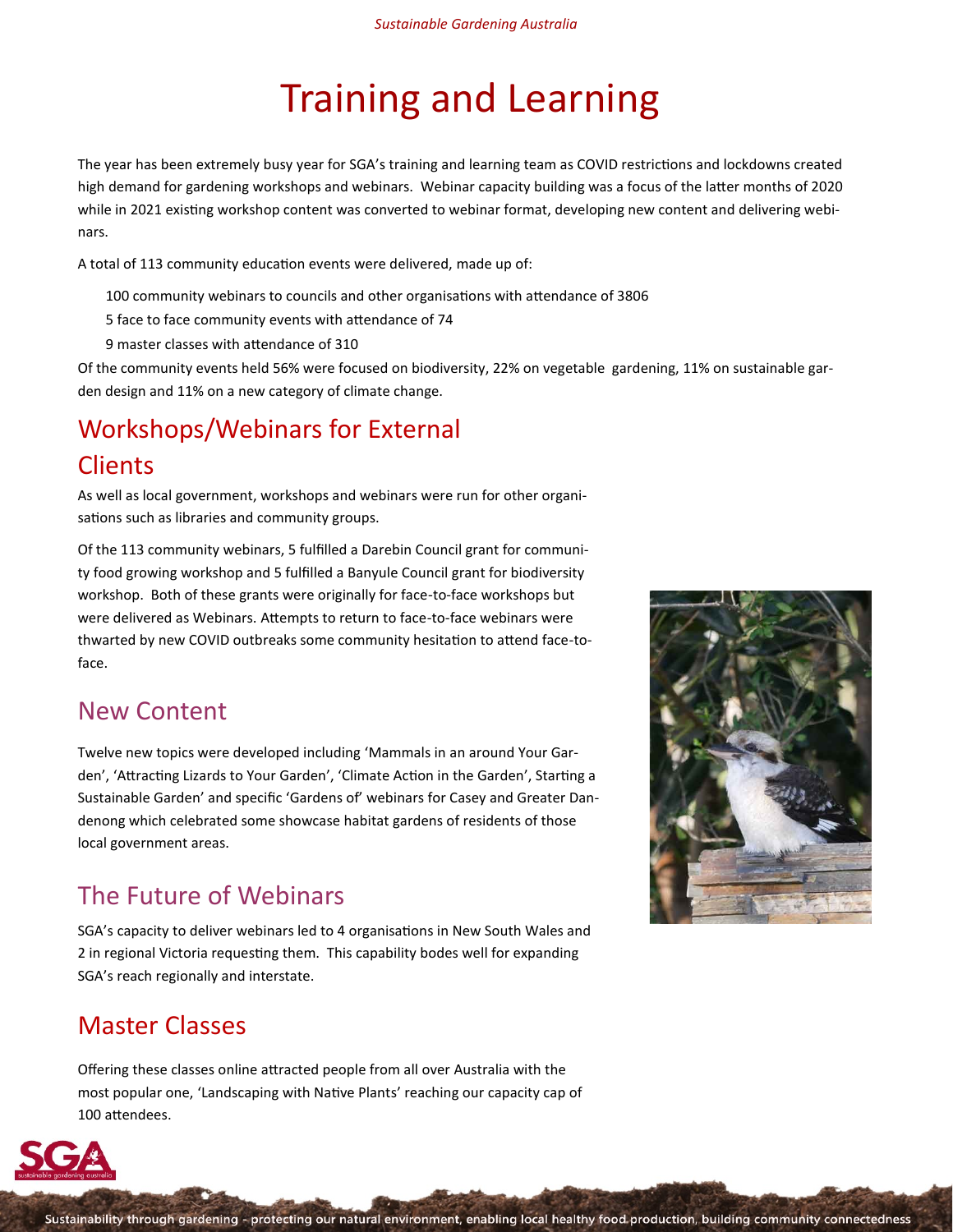# Training and Learning

The year has been extremely busy year for SGA's training and learning team as COVID restrictions and lockdowns created high demand for gardening workshops and webinars. Webinar capacity building was a focus of the latter months of 2020 while in 2021 existing workshop content was converted to webinar format, developing new content and delivering webinars.

A total of 113 community education events were delivered, made up of:

- 100 community webinars to councils and other organisations with attendance of 3806
- 5 face to face community events with attendance of 74
- 9 master classes with attendance of 310

Of the community events held 56% were focused on biodiversity, 22% on vegetable gardening, 11% on sustainable garden design and 11% on a new category of climate change.

## Workshops/Webinars for External Clients

As well as local government, workshops and webinars were run for other organisations such as libraries and community groups.

Of the 113 community webinars, 5 fulfilled a Darebin Council grant for community food growing workshop and 5 fulfilled a Banyule Council grant for biodiversity workshop. Both of these grants were originally for face-to-face workshops but were delivered as Webinars. Attempts to return to face-to-face webinars were thwarted by new COVID outbreaks some community hesitation to attend face-to-face.

## New Content

Twelve new topics were developed including 'Mammals in an around Your Garden', 'Attracting Lizards to Your Garden', 'Climate Action in the Garden', Starting a Sustainable Garden' and specific 'Gardens of' webinars for Casey and Greater Dandenong which celebrated some showcase habitat gardens of residents of those local government areas.

## The Future of Webinars

SGA's capacity to deliver webinars led to 4 organisations in New South Wales and 2 in regional Victoria requesting them. This capability bodes well for expanding SGA's reach regionally and interstate.

## Master Classes

Offering these classes online attracted people from all over Australia with the most popular one, 'Landscaping with Native Plants' reaching our capacity cap of 100 attendees.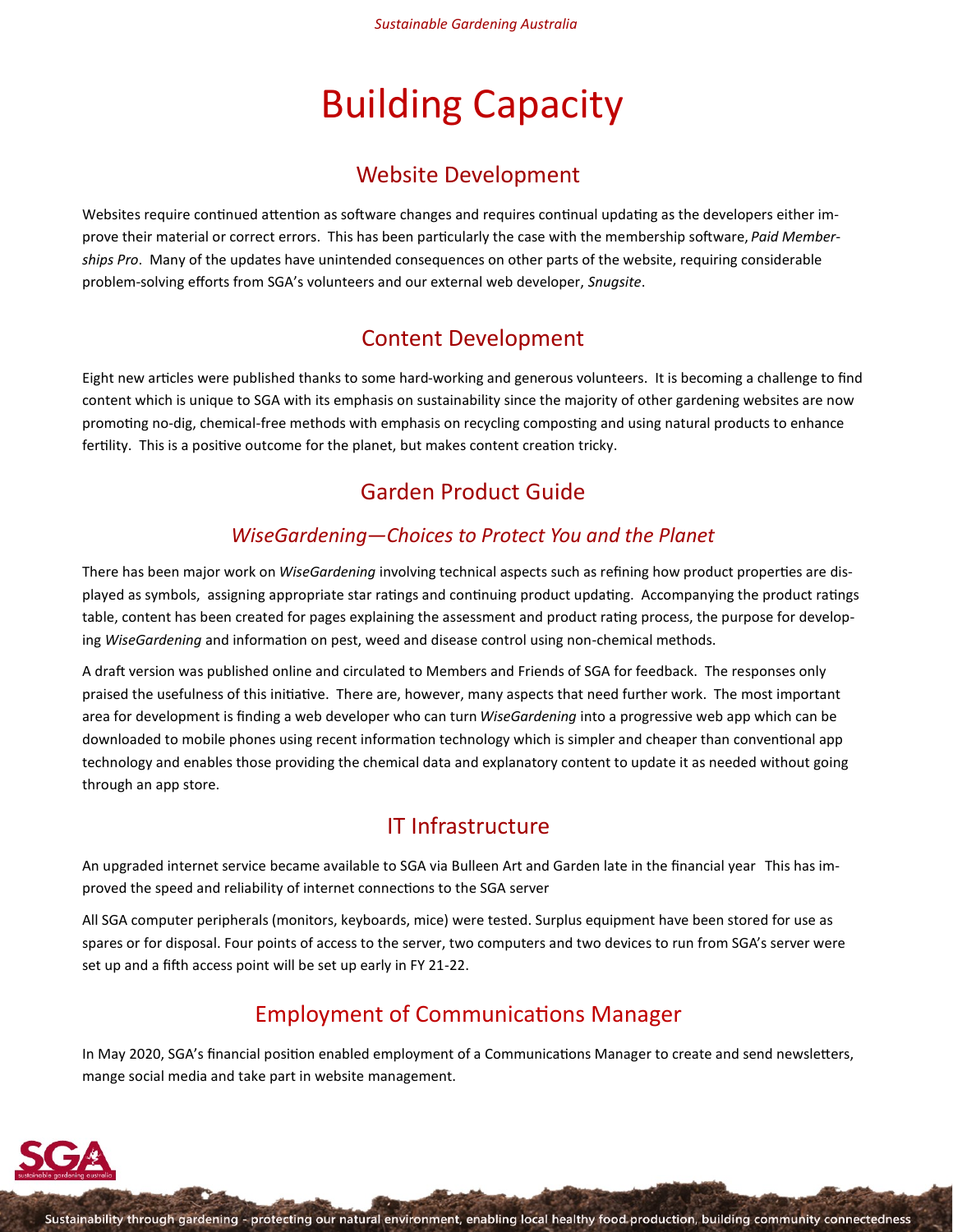# Building Capacity

## Website Development

Websites require continued attention as software changes and requires continual updating as the developers either improve their material or correct errors. This has been particularly the case with the membership software, *Paid Memberships Pro*. Many of the updates have unintended consequences on other parts of the website, requiring considerable problem-solving efforts from SGA's volunteers and our external web developer, *Snugsite*.

## Content Development

Eight new articles were published thanks to some hard-working and generous volunteers. It is becoming a challenge to find content which is unique to SGA with its emphasis on sustainability since the majority of other gardening websites are now promoting no-dig, chemical-free methods with emphasis on recycling composting and using natural products to enhance fertility. This is a positive outcome for the planet, but makes content creation tricky.

## Garden Product Guide

### *WiseGardening—Choices to Protect You and the Planet*

There has been major work on *WiseGardening* involving technical aspects such as refining how product properties are displayed as symbols, assigning appropriate star ratings and continuing product updating. Accompanying the product ratings table, content has been created for pages explaining the assessment and product rating process, the purpose for developing *WiseGardening* and information on pest, weed and disease control using non-chemical methods.

A draft version was published online and circulated to Members and Friends of SGA for feedback. The responses only praised the usefulness of this initiative. There are, however, many aspects that need further work. The most important area for development is finding a web developer who can turn *WiseGardening* into a progressive web app which can be downloaded to mobile phones using recent information technology which is simpler and cheaper than conventional app technology and enables those providing the chemical data and explanatory content to update it as needed without going through an app store.

## IT Infrastructure

An upgraded internet service became available to SGA via Bulleen Art and Garden late in the financial year This has improved the speed and reliability of internet connections to the SGA server

All SGA computer peripherals (monitors, keyboards, mice) were tested. Surplus equipment have been stored for use as spares or for disposal. Four points of access to the server, two computers and two devices to run from SGA's server were set up and a fifth access point will be set up early in FY 21-22.

## Employment of Communications Manager

In May 2020, SGA's financial position enabled employment of a Communications Manager to create and send newsletters, mange social media and take part in website management.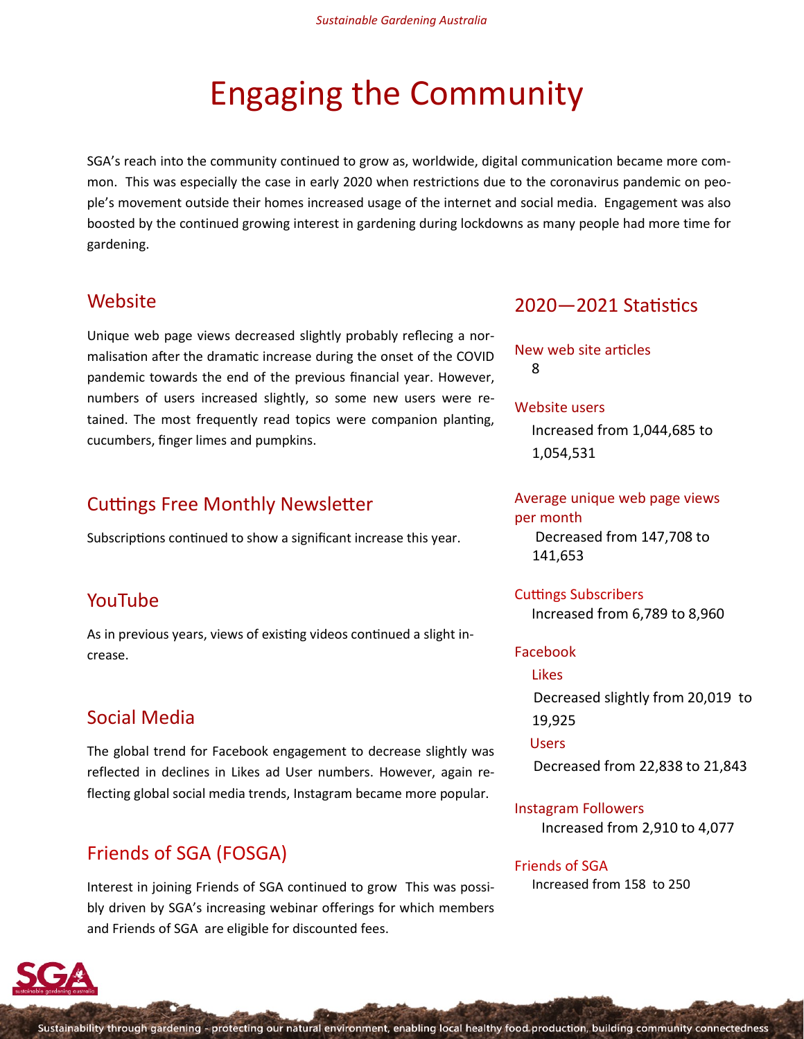# Engaging the Community

SGA's reach into the community continued to grow as, worldwide, digital communication became more common. This was especially the case in early 2020 when restrictions due to the coronavirus pandemic on people's movement outside their homes increased usage of the internet and social media. Engagement was also boosted by the continued growing interest in gardening during lockdowns as many people had more time for gardening.

## Website

Unique web page views decreased slightly probably reflecing a normalisation after the dramatic increase during the onset of the COVID pandemic towards the end of the previous financial year. However, numbers of users increased slightly, so some new users were retained. The most frequently read topics were companion planting, cucumbers, finger limes and pumpkins.

## Cuttings Free Monthly Newsletter

Subscriptions continued to show a significant increase this year.

## YouTube

As in previous years, views of existing videos continued a slight increase.

## Social Media

The global trend for Facebook engagement to decrease slightly was reflected in declines in Likes ad User numbers. However, again reflecting global social media trends, Instagram became more popular.

## Friends of SGA (FOSGA)

Interest in joining Friends of SGA continued to grow This was possibly driven by SGA's increasing webinar offerings for which members and Friends of SGA are eligible for discounted fees.

## 2020—2021 Statistics

**New web site articles**
8

**Website users**
Increased from 1,044,685 to 1,054,531

**Average unique web page views per month**
Decreased from 147,708 to 141,653

**Cuttings Subscribers**
Increased from 6,789 to 8,960

**Facebook**

Likes
Decreased slightly from 20,019 to 19,925

Users
Decreased from 22,838 to 21,843

**Instagram Followers**
Increased from 2,910 to 4,077

**Friends of SGA**
Increased from 158 to 250

Sustainability through gardening - protecting our natural environment, enabling local healthy food production, building community connectedness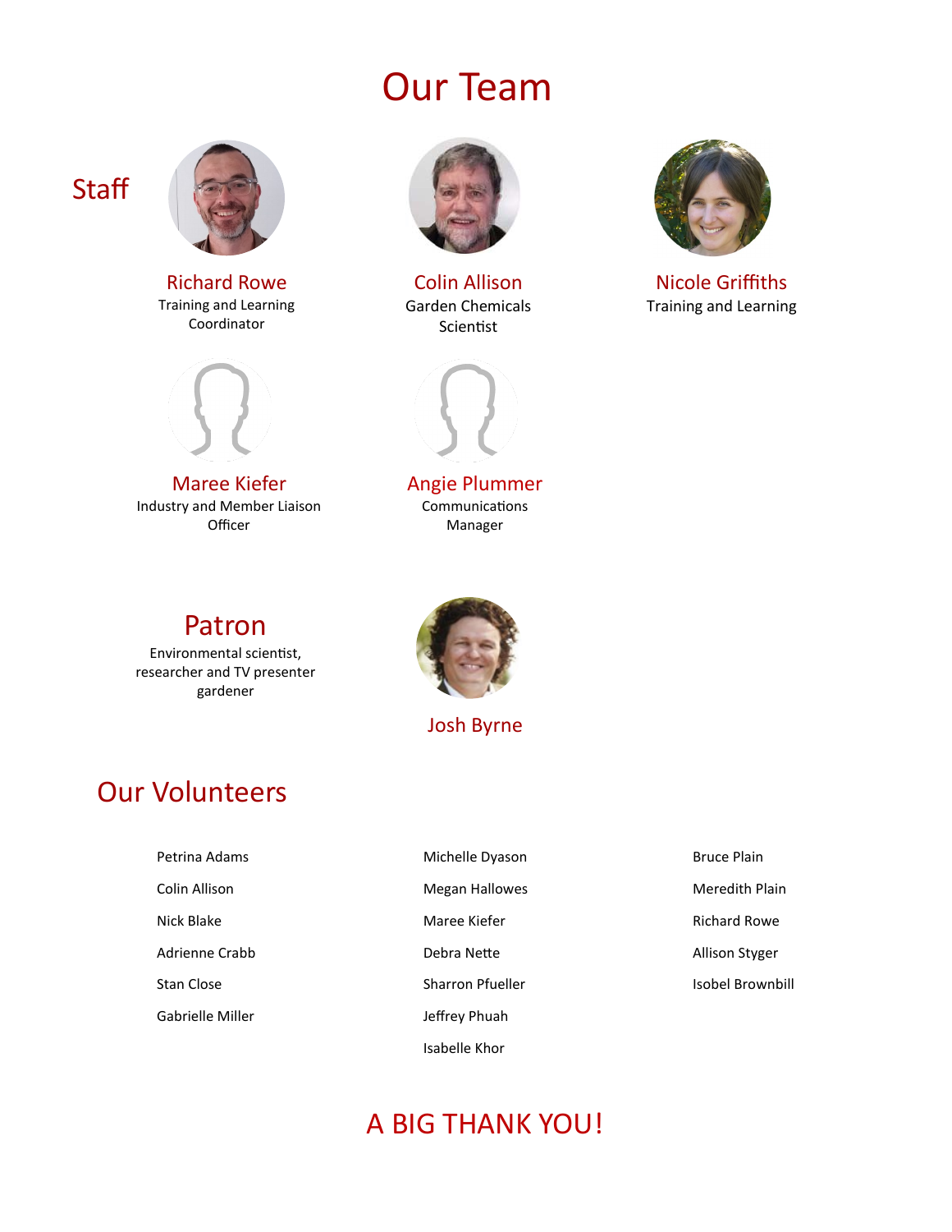# Our Team

## Staff

**Richard Rowe**
Training and Learning Coordinator

**Colin Allison**
Garden Chemicals Scientist

**Nicole Griffiths**
Training and Learning

**Maree Kiefer**
Industry and Member Liaison Officer

**Angie Plummer**
Communications Manager

## Patron

Environmental scientist, researcher and TV presenter gardener

**Josh Byrne**

## Our Volunteers

Petrina Adams
Colin Allison
Nick Blake
Adrienne Crabb
Stan Close
Gabrielle Miller
Michelle Dyason
Megan Hallowes
Maree Kiefer
Debra Nette
Sharron Pfueller
Jeffrey Phuah
Isabelle Khor
Bruce Plain
Meredith Plain
Richard Rowe
Allison Styger
Isobel Brownbill

## A BIG THANK YOU!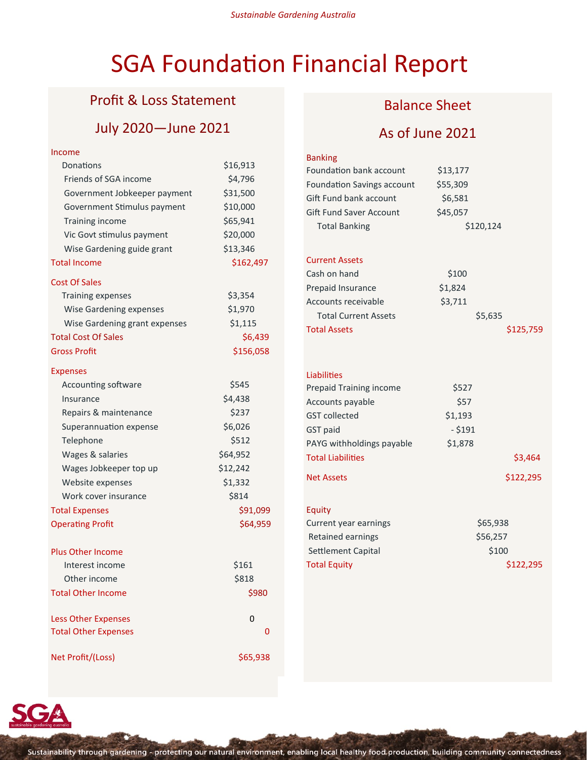# SGA Foundation Financial Report

## Profit & Loss Statement

### July 2020—June 2021

| | | |
|---|---|---|
| **Income** | | |
| Donations | $16,913 | |
| Friends of SGA income | $4,796 | |
| Government Jobkeeper payment | $31,500 | |
| Government Stimulus payment | $10,000 | |
| Training income | $65,941 | |
| Vic Govt stimulus payment | $20,000 | |
| Wise Gardening guide grant | $13,346 | |
| **Total Income** | | $162,497 |
| **Cost Of Sales** | | |
| Training expenses | $3,354 | |
| Wise Gardening expenses | $1,970 | |
| Wise Gardening grant expenses | $1,115 | |
| **Total Cost Of Sales** | | $6,439 |
| **Gross Profit** | | $156,058 |
| **Expenses** | | |
| Accounting software | $545 | |
| Insurance | $4,438 | |
| Repairs & maintenance | $237 | |
| Superannuation expense | $6,026 | |
| Telephone | $512 | |
| Wages & salaries | $64,952 | |
| Wages Jobkeeper top up | $12,242 | |
| Website expenses | $1,332 | |
| Work cover insurance | $814 | |
| **Total Expenses** | | $91,099 |
| **Operating Profit** | | $64,959 |
| **Plus Other Income** | | |
| Interest income | $161 | |
| Other income | $818 | |
| **Total Other Income** | | $980 |
| **Less Other Expenses** | 0 | |
| **Total Other Expenses** | | 0 |
| **Net Profit/(Loss)** | | $65,938 |

## Balance Sheet

### As of June 2021

| | | | |
|---|---|---|---|
| **Banking** | | | |
| Foundation bank account | $13,177 | | |
| Foundation Savings account | $55,309 | | |
| Gift Fund bank account | $6,581 | | |
| Gift Fund Saver Account | $45,057 | | |
| Total Banking | | $120,124 | |
| **Current Assets** | | | |
| Cash on hand | $100 | | |
| Prepaid Insurance | $1,824 | | |
| Accounts receivable | $3,711 | | |
| Total Current Assets | | $5,635 | |
| **Total Assets** | | | $125,759 |
| **Liabilities** | | | |
| Prepaid Training income | $527 | | |
| Accounts payable | $57 | | |
| GST collected | $1,193 | | |
| GST paid | - $191 | | |
| PAYG withholdings payable | $1,878 | | |
| **Total Liabilities** | | | $3,464 |
| **Net Assets** | | | $122,295 |
| **Equity** | | | |
| Current year earnings | | $65,938 | |
| Retained earnings | | $56,257 | |
| Settlement Capital | | $100 | |
| **Total Equity** | | | $122,295 |

Sustainability through gardening - protecting our natural environment, enabling local healthy food production, building community connectedness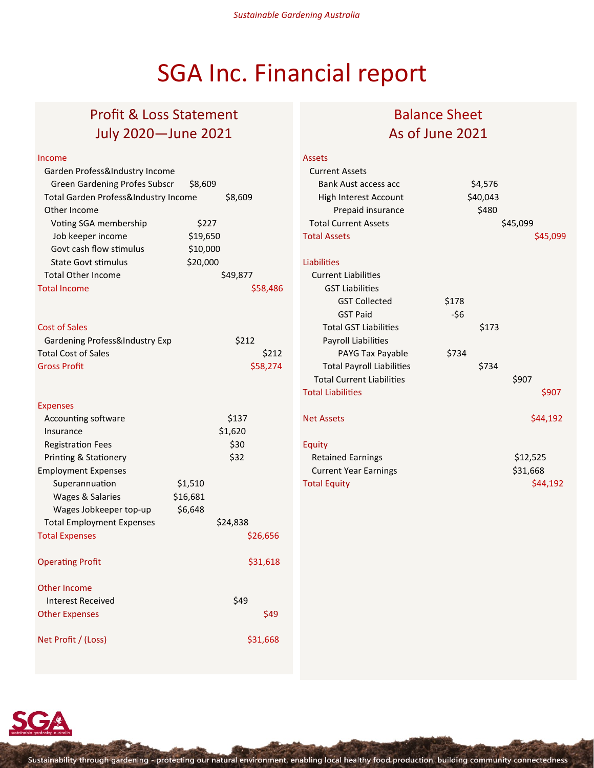# SGA Inc. Financial report

## Profit & Loss Statement July 2020—June 2021

| | | | |
|---|---|---|---|
| **Income** | | | |
| Garden Profess&Industry Income | | | |
| Green Gardening Profes Subscr | $8,609 | | |
| Total Garden Profess&Industry Income | | $8,609 | |
| Other Income | | | |
| Voting SGA membership | $227 | | |
| Job keeper income | $19,650 | | |
| Govt cash flow stimulus | $10,000 | | |
| State Govt stimulus | $20,000 | | |
| Total Other Income | | $49,877 | |
| **Total Income** | | | $58,486 |
| **Cost of Sales** | | | |
| Gardening Profess&Industry Exp | | $212 | |
| Total Cost of Sales | | | $212 |
| **Gross Profit** | | | $58,274 |
| **Expenses** | | | |
| Accounting software | | $137 | |
| Insurance | | $1,620 | |
| Registration Fees | | $30 | |
| Printing & Stationery | | $32 | |
| Employment Expenses | | | |
| Superannuation | $1,510 | | |
| Wages & Salaries | $16,681 | | |
| Wages Jobkeeper top-up | $6,648 | | |
| Total Employment Expenses | | $24,838 | |
| **Total Expenses** | | | $26,656 |
| **Operating Profit** | | | $31,618 |
| **Other Income** | | | |
| Interest Received | | $49 | |
| **Other Expenses** | | | $49 |
| **Net Profit / (Loss)** | | | $31,668 |

## Balance Sheet As of June 2021

| | | | |
|---|---|---|---|
| **Assets** | | | |
| Current Assets | | | |
| Bank Aust access acc | $4,576 | | |
| High Interest Account | $40,043 | | |
| Prepaid insurance | $480 | | |
| Total Current Assets | | $45,099 | |
| **Total Assets** | | | $45,099 |
| **Liabilities** | | | |
| Current Liabilities | | | |
| GST Liabilities | | | |
| GST Collected | $178 | | |
| GST Paid | -$6 | | |
| Total GST Liabilities | | $173 | |
| Payroll Liabilities | | | |
| PAYG Tax Payable | $734 | | |
| Total Payroll Liabilities | | $734 | |
| Total Current Liabilities | | $907 | |
| **Total Liabilities** | | | $907 |
| **Net Assets** | | | $44,192 |
| **Equity** | | | |
| Retained Earnings | | $12,525 | |
| Current Year Earnings | | $31,668 | |
| **Total Equity** | | | $44,192 |

Sustainability through gardening - protecting our natural environment, enabling local healthy food production, building community connectedness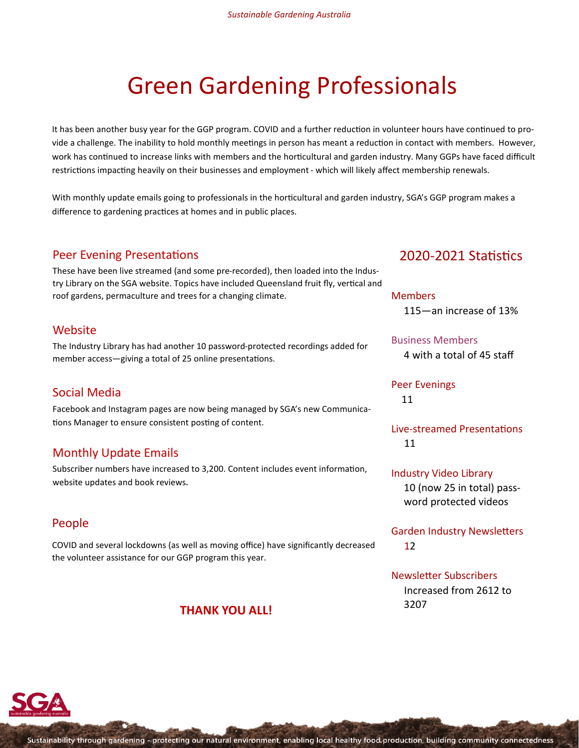# Green Gardening Professionals

It has been another busy year for the GGP program. COVID and a further reduction in volunteer hours have continued to provide a challenge. The inability to hold monthly meetings in person has meant a reduction in contact with members. However, work has continued to increase links with members and the horticultural and garden industry. Many GGPs have faced difficult restrictions impacting heavily on their businesses and employment - which will likely affect membership renewals.

With monthly update emails going to professionals in the horticultural and garden industry, SGA's GGP program makes a difference to gardening practices at homes and in public places.

## Peer Evening Presentations

These have been live streamed (and some pre-recorded), then loaded into the Industry Library on the SGA website. Topics have included Queensland fruit fly, vertical and roof gardens, permaculture and trees for a changing climate.

## Website

The Industry Library has had another 10 password-protected recordings added for member access—giving a total of 25 online presentations.

## Social Media

Facebook and Instagram pages are now being managed by SGA's new Communications Manager to ensure consistent posting of content.

## Monthly Update Emails

Subscriber numbers have increased to 3,200. Content includes event information, website updates and book reviews.

## People

COVID and several lockdowns (as well as moving office) have significantly decreased the volunteer assistance for our GGP program this year.

**THANK YOU ALL!**

## 2020-2021 Statistics

**Members**
115—an increase of 13%

**Business Members**
4 with a total of 45 staff

**Peer Evenings**
11

**Live-streamed Presentations**
11

**Industry Video Library**
10 (now 25 in total) password protected videos

**Garden Industry Newsletters**
12

**Newsletter Subscribers**
Increased from 2612 to 3207

Sustainability through gardening - protecting our natural environment, enabling local healthy food production, building community connectedness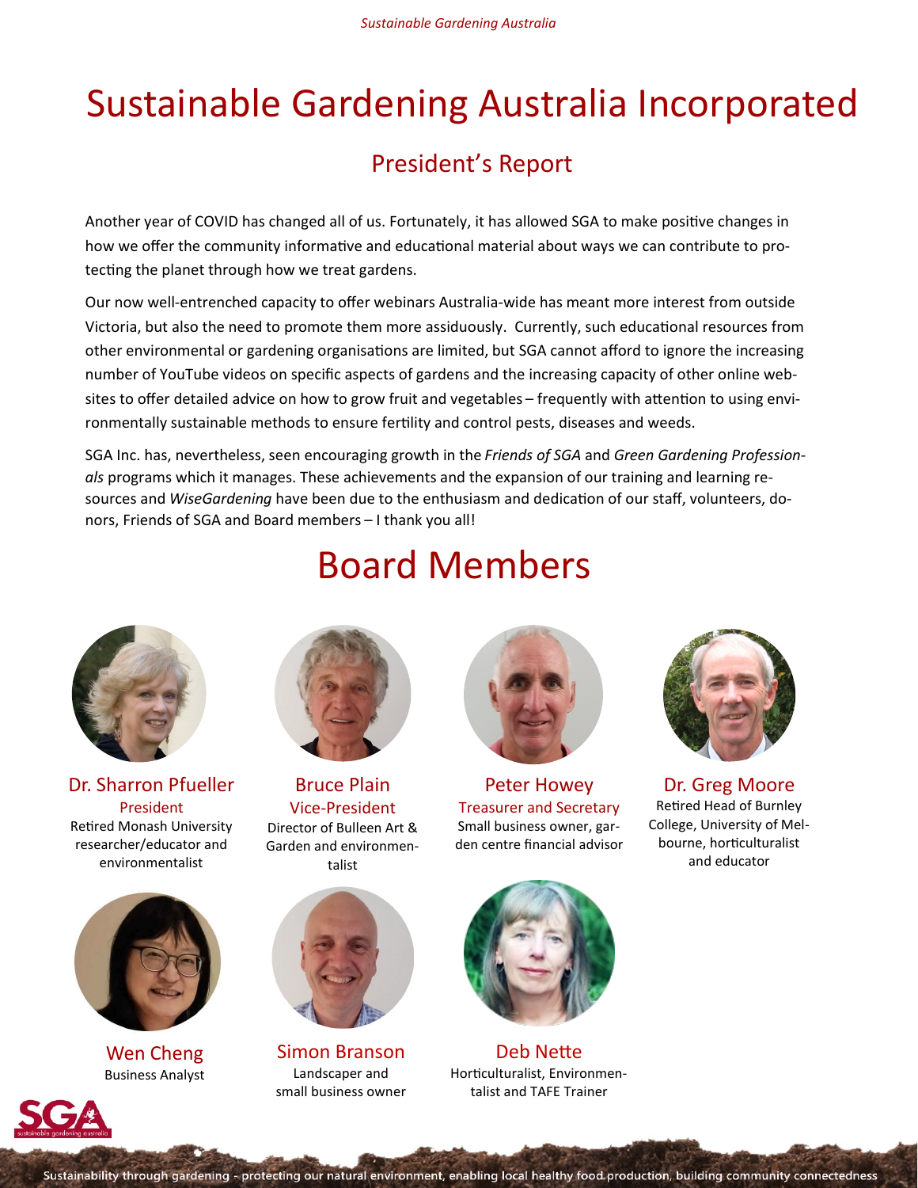# Sustainable Gardening Australia Incorporated

## President's Report

Another year of COVID has changed all of us. Fortunately, it has allowed SGA to make positive changes in how we offer the community informative and educational material about ways we can contribute to protecting the planet through how we treat gardens.

Our now well-entrenched capacity to offer webinars Australia-wide has meant more interest from outside Victoria, but also the need to promote them more assiduously. Currently, such educational resources from other environmental or gardening organisations are limited, but SGA cannot afford to ignore the increasing number of YouTube videos on specific aspects of gardens and the increasing capacity of other online websites to offer detailed advice on how to grow fruit and vegetables – frequently with attention to using environmentally sustainable methods to ensure fertility and control pests, diseases and weeds.

SGA Inc. has, nevertheless, seen encouraging growth in the *Friends of SGA* and *Green Gardening Professionals* programs which it manages. These achievements and the expansion of our training and learning resources and *WiseGardening* have been due to the enthusiasm and dedication of our staff, volunteers, donors, Friends of SGA and Board members – I thank you all!

# Board Members

**Dr. Sharron Pfueller**
President
Retired Monash University researcher/educator and environmentalist

**Bruce Plain**
Vice-President
Director of Bulleen Art & Garden and environmentalist

**Peter Howey**
Treasurer and Secretary
Small business owner, garden centre financial advisor

**Dr. Greg Moore**
Retired Head of Burnley College, University of Melbourne, horticulturalist and educator

**Wen Cheng**
Business Analyst

**Simon Branson**
Landscaper and small business owner

**Deb Nette**
Horticulturalist, Environmentalist and TAFE Trainer

Sustainability through gardening - protecting our natural environment, enabling local healthy food production, building community connectedness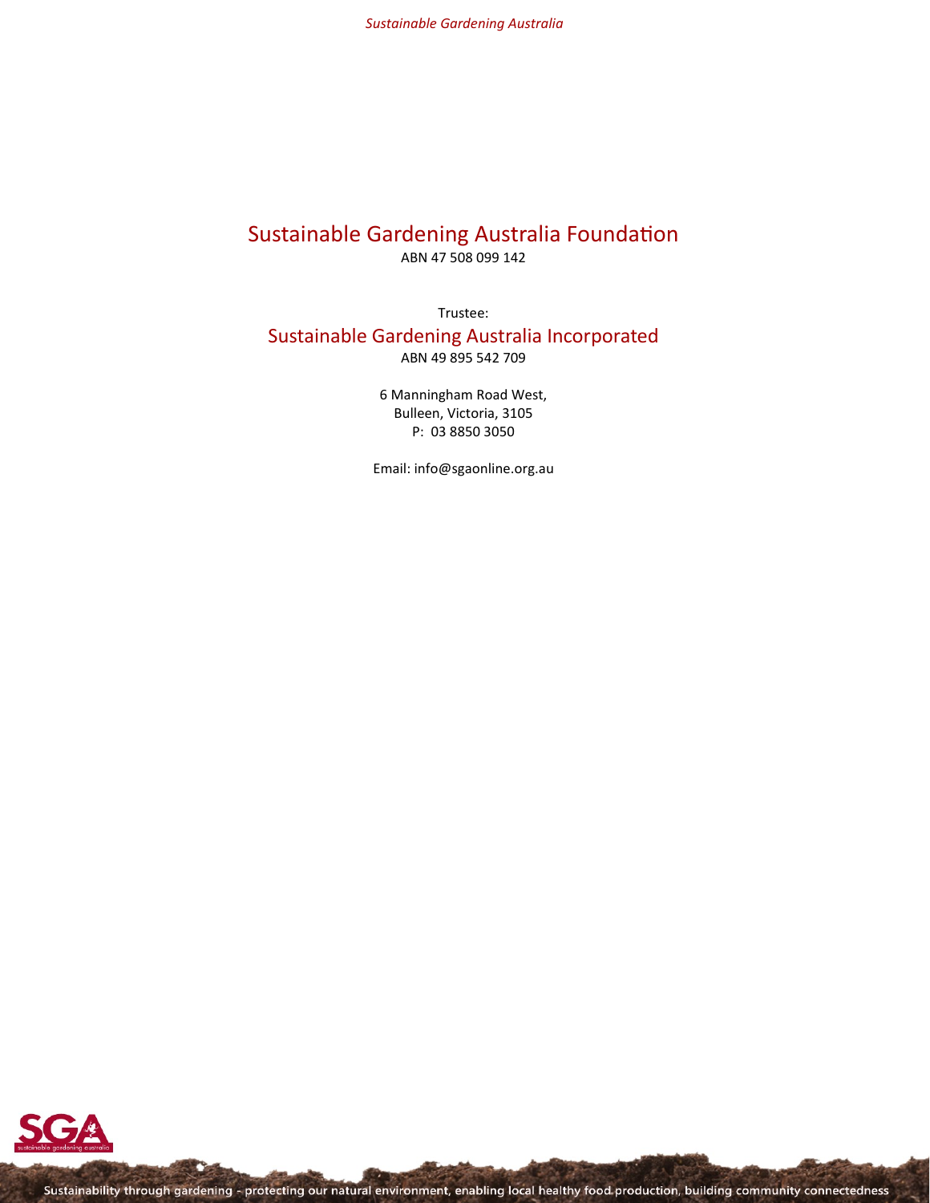# Sustainable Gardening Australia Foundation

ABN 47 508 099 142

Trustee:

## Sustainable Gardening Australia Incorporated

ABN 49 895 542 709

6 Manningham Road West,
Bulleen, Victoria, 3105
P: 03 8850 3050

Email: info@sgaonline.org.au

Sustainability through gardening - protecting our natural environment, enabling local healthy food production, building community connectedness